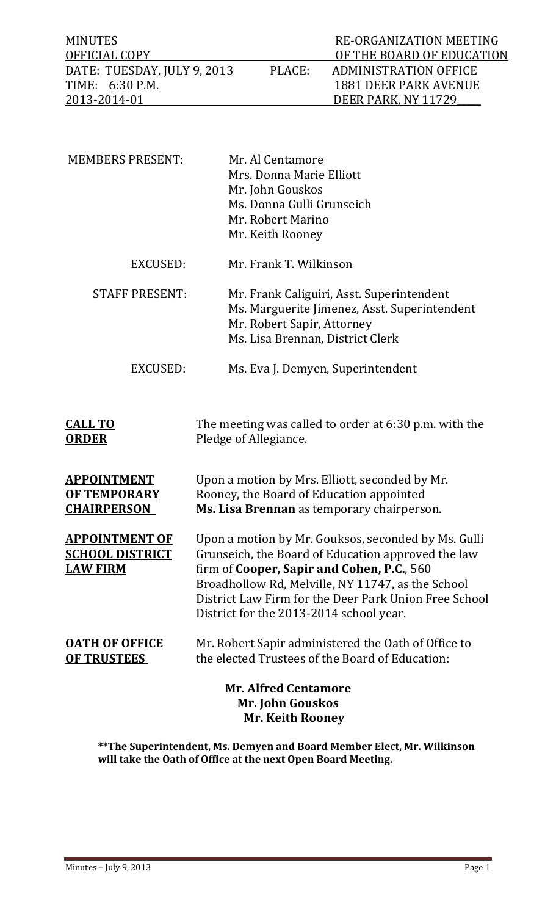| MINUTES | | RE-ORGANIZATION MEETING |
|---|---|---|
| OFFICIAL COPY | | OF THE BOARD OF EDUCATION |
| DATE: TUESDAY, JULY 9, 2013 | PLACE: | ADMINISTRATION OFFICE |
| TIME: 6:30 P.M. | | 1881 DEER PARK AVENUE |
| 2013-2014-01 | | DEER PARK, NY 11729 |

| | |
|---|---|
| MEMBERS PRESENT: | Mr. Al Centamore<br>Mrs. Donna Marie Elliott<br>Mr. John Gouskos<br>Ms. Donna Gulli Grunseich<br>Mr. Robert Marino<br>Mr. Keith Rooney |
| EXCUSED: | Mr. Frank T. Wilkinson |
| STAFF PRESENT: | Mr. Frank Caliguiri, Asst. Superintendent<br>Ms. Marguerite Jimenez, Asst. Superintendent<br>Mr. Robert Sapir, Attorney<br>Ms. Lisa Brennan, District Clerk |
| EXCUSED: | Ms. Eva J. Demyen, Superintendent |

**CALL TO ORDER**

The meeting was called to order at 6:30 p.m. with the Pledge of Allegiance.

**APPOINTMENT OF TEMPORARY CHAIRPERSON**

Upon a motion by Mrs. Elliott, seconded by Mr. Rooney, the Board of Education appointed **Ms. Lisa Brennan** as temporary chairperson.

**APPOINTMENT OF SCHOOL DISTRICT LAW FIRM**

Upon a motion by Mr. Gouksos, seconded by Ms. Gulli Grunseich, the Board of Education approved the law firm of **Cooper, Sapir and Cohen, P.C.**, 560 Broadhollow Rd, Melville, NY 11747, as the School District Law Firm for the Deer Park Union Free School District for the 2013-2014 school year.

**OATH OF OFFICE OF TRUSTEES**

Mr. Robert Sapir administered the Oath of Office to the elected Trustees of the Board of Education:

**Mr. Alfred Centamore**
**Mr. John Gouskos**
**Mr. Keith Rooney**

**\*\*The Superintendent, Ms. Demyen and Board Member Elect, Mr. Wilkinson will take the Oath of Office at the next Open Board Meeting.**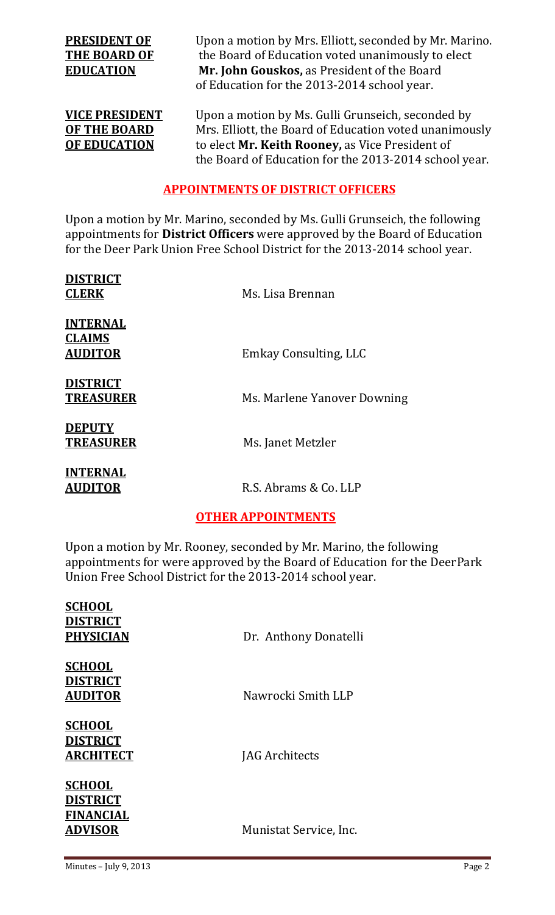**PRESIDENT OF THE BOARD OF EDUCATION**

Upon a motion by Mrs. Elliott, seconded by Mr. Marino. the Board of Education voted unanimously to elect **Mr. John Gouskos,** as President of the Board of Education for the 2013-2014 school year.

**VICE PRESIDENT OF THE BOARD OF EDUCATION**

Upon a motion by Ms. Gulli Grunseich, seconded by Mrs. Elliott, the Board of Education voted unanimously to elect **Mr. Keith Rooney,** as Vice President of the Board of Education for the 2013-2014 school year.

## APPOINTMENTS OF DISTRICT OFFICERS

Upon a motion by Mr. Marino, seconded by Ms. Gulli Grunseich, the following appointments for **District Officers** were approved by the Board of Education for the Deer Park Union Free School District for the 2013-2014 school year.

**DISTRICT CLERK** — Ms. Lisa Brennan

**INTERNAL CLAIMS AUDITOR** — Emkay Consulting, LLC

**DISTRICT TREASURER** — Ms. Marlene Yanover Downing

**DEPUTY TREASURER** — Ms. Janet Metzler

**INTERNAL AUDITOR** — R.S. Abrams & Co. LLP

## OTHER APPOINTMENTS

Upon a motion by Mr. Rooney, seconded by Mr. Marino, the following appointments for were approved by the Board of Education for the DeerPark Union Free School District for the 2013-2014 school year.

**SCHOOL DISTRICT PHYSICIAN** — Dr. Anthony Donatelli

**SCHOOL DISTRICT AUDITOR** — Nawrocki Smith LLP

**SCHOOL DISTRICT ARCHITECT** — JAG Architects

**SCHOOL DISTRICT FINANCIAL ADVISOR** — Munistat Service, Inc.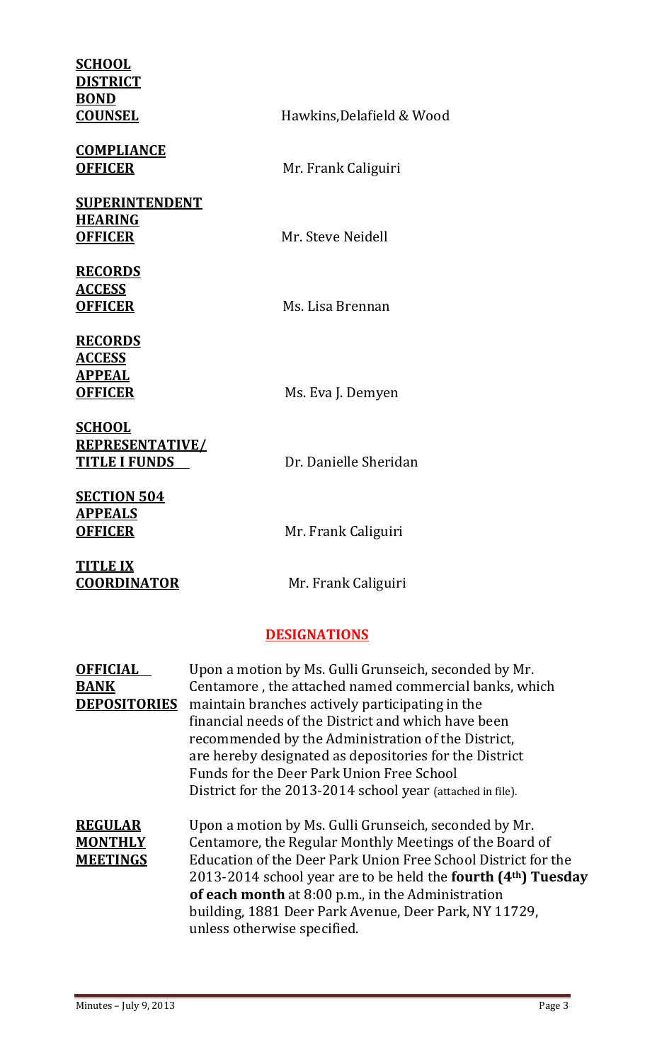**SCHOOL DISTRICT BOND COUNSEL** Hawkins,Delafield & Wood

**COMPLIANCE OFFICER** Mr. Frank Caliguiri

**SUPERINTENDENT HEARING OFFICER** Mr. Steve Neidell

**RECORDS ACCESS OFFICER** Ms. Lisa Brennan

**RECORDS ACCESS APPEAL OFFICER** Ms. Eva J. Demyen

**SCHOOL REPRESENTATIVE/ TITLE I FUNDS** Dr. Danielle Sheridan

**SECTION 504 APPEALS OFFICER** Mr. Frank Caliguiri

**TITLE IX COORDINATOR** Mr. Frank Caliguiri

## DESIGNATIONS

**OFFICIAL BANK DEPOSITORIES** Upon a motion by Ms. Gulli Grunseich, seconded by Mr. Centamore , the attached named commercial banks, which maintain branches actively participating in the financial needs of the District and which have been recommended by the Administration of the District, are hereby designated as depositories for the District Funds for the Deer Park Union Free School District for the 2013-2014 school year (attached in file).

**REGULAR MONTHLY MEETINGS** Upon a motion by Ms. Gulli Grunseich, seconded by Mr. Centamore, the Regular Monthly Meetings of the Board of Education of the Deer Park Union Free School District for the 2013-2014 school year are to be held the **fourth (4th) Tuesday of each month** at 8:00 p.m., in the Administration building, 1881 Deer Park Avenue, Deer Park, NY 11729, unless otherwise specified.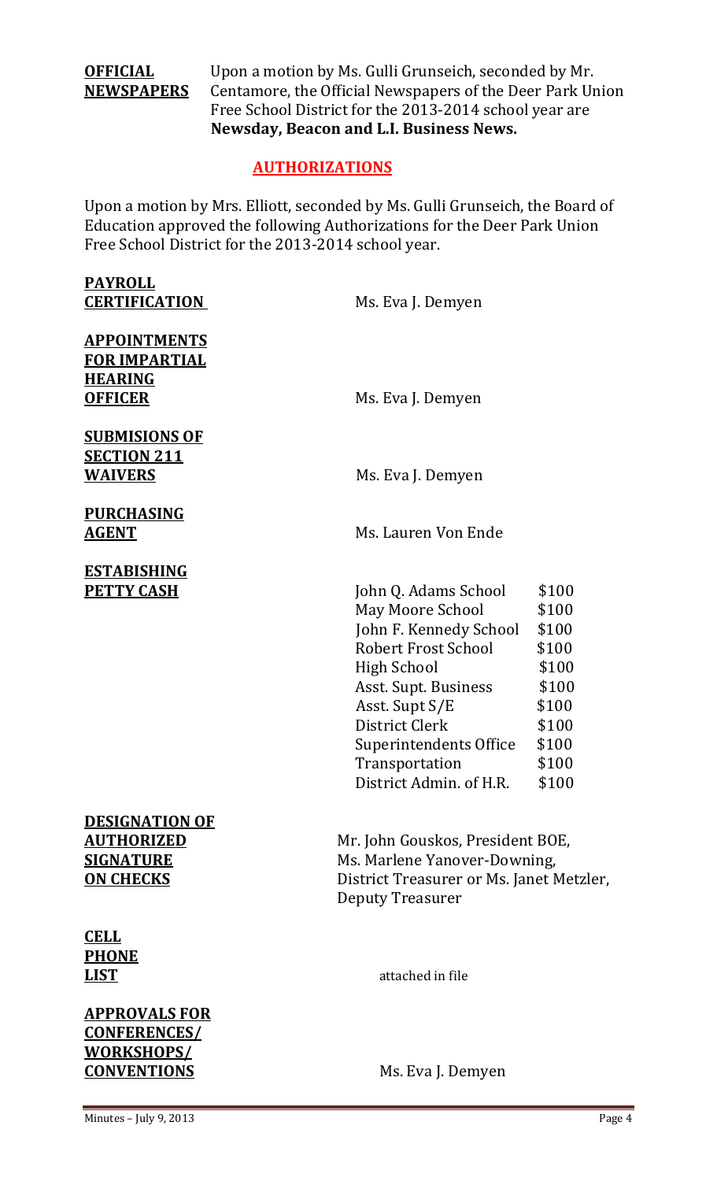**OFFICIAL NEWSPAPERS** Upon a motion by Ms. Gulli Grunseich, seconded by Mr. Centamore, the Official Newspapers of the Deer Park Union Free School District for the 2013-2014 school year are **Newsday, Beacon and L.I. Business News.**

## AUTHORIZATIONS

Upon a motion by Mrs. Elliott, seconded by Ms. Gulli Grunseich, the Board of Education approved the following Authorizations for the Deer Park Union Free School District for the 2013-2014 school year.

**PAYROLL CERTIFICATION** Ms. Eva J. Demyen

**APPOINTMENTS FOR IMPARTIAL HEARING OFFICER** Ms. Eva J. Demyen

**SUBMISIONS OF SECTION 211 WAIVERS** Ms. Eva J. Demyen

**PURCHASING AGENT** Ms. Lauren Von Ende

**ESTABISHING PETTY CASH**

| | |
|---|---|
| John Q. Adams School | $100 |
| May Moore School | $100 |
| John F. Kennedy School | $100 |
| Robert Frost School | $100 |
| High School | $100 |
| Asst. Supt. Business | $100 |
| Asst. Supt S/E | $100 |
| District Clerk | $100 |
| Superintendents Office | $100 |
| Transportation | $100 |
| District Admin. of H.R. | $100 |

**DESIGNATION OF AUTHORIZED SIGNATURE ON CHECKS** Mr. John Gouskos, President BOE, Ms. Marlene Yanover-Downing, District Treasurer or Ms. Janet Metzler, Deputy Treasurer

**CELL PHONE LIST** attached in file

**APPROVALS FOR CONFERENCES/ WORKSHOPS/ CONVENTIONS** Ms. Eva J. Demyen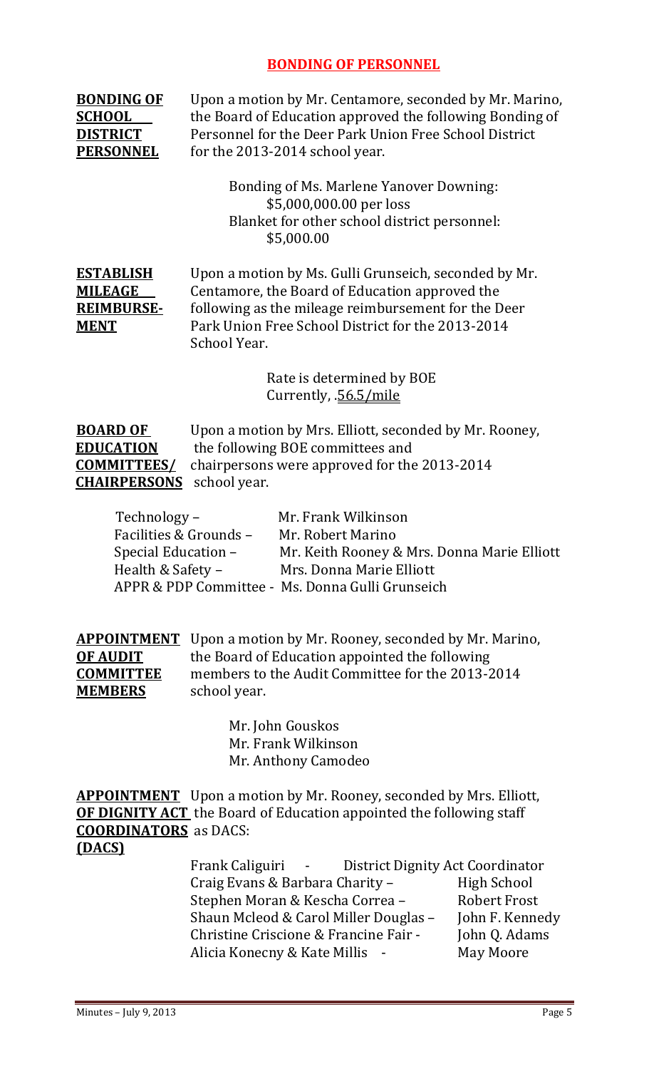## BONDING OF PERSONNEL

**BONDING OF SCHOOL DISTRICT PERSONNEL**

Upon a motion by Mr. Centamore, seconded by Mr. Marino, the Board of Education approved the following Bonding of Personnel for the Deer Park Union Free School District for the 2013-2014 school year.

Bonding of Ms. Marlene Yanover Downing:
$5,000,000.00 per loss
Blanket for other school district personnel:
$5,000.00

**ESTABLISH MILEAGE REIMBURSE-MENT**

Upon a motion by Ms. Gulli Grunseich, seconded by Mr. Centamore, the Board of Education approved the following as the mileage reimbursement for the Deer Park Union Free School District for the 2013-2014 School Year.

Rate is determined by BOE
Currently, .56.5/mile

**BOARD OF EDUCATION COMMITTEES/ CHAIRPERSONS**

Upon a motion by Mrs. Elliott, seconded by Mr. Rooney, the following BOE committees and chairpersons were approved for the 2013-2014 school year.

| Committee | Chairperson |
|---|---|
| Technology – | Mr. Frank Wilkinson |
| Facilities & Grounds – | Mr. Robert Marino |
| Special Education – | Mr. Keith Rooney & Mrs. Donna Marie Elliott |
| Health & Safety – | Mrs. Donna Marie Elliott |
| APPR & PDP Committee - | Ms. Donna Gulli Grunseich |

**APPOINTMENT OF AUDIT COMMITTEE MEMBERS**

Upon a motion by Mr. Rooney, seconded by Mr. Marino, the Board of Education appointed the following members to the Audit Committee for the 2013-2014 school year.

Mr. John Gouskos
Mr. Frank Wilkinson
Mr. Anthony Camodeo

**APPOINTMENT OF DIGNITY ACT COORDINATORS (DACS)**

Upon a motion by Mr. Rooney, seconded by Mrs. Elliott, the Board of Education appointed the following staff as DACS:

| Name | Position / School |
|---|---|
| Frank Caliguiri - | District Dignity Act Coordinator |
| Craig Evans & Barbara Charity – | High School |
| Stephen Moran & Kescha Correa – | Robert Frost |
| Shaun Mcleod & Carol Miller Douglas – | John F. Kennedy |
| Christine Criscione & Francine Fair - | John Q. Adams |
| Alicia Konecny & Kate Millis - | May Moore |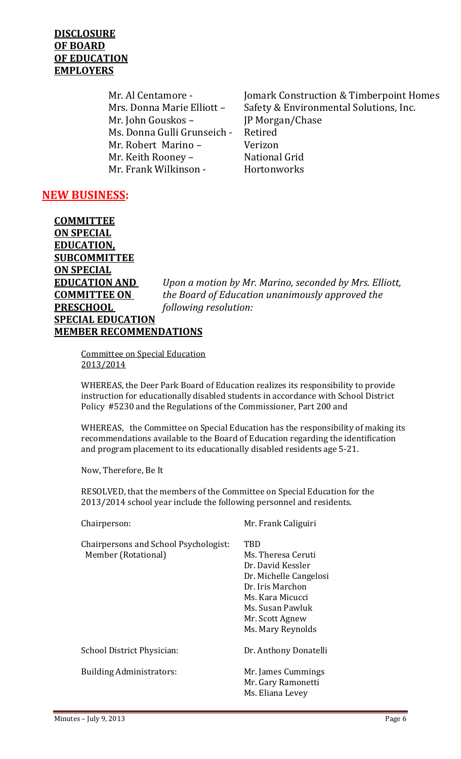**DISCLOSURE OF BOARD OF EDUCATION EMPLOYERS**

| | |
|---|---|
| Mr. Al Centamore - | Jomark Construction & Timberpoint Homes |
| Mrs. Donna Marie Elliott – | Safety & Environmental Solutions, Inc. |
| Mr. John Gouskos – | JP Morgan/Chase |
| Ms. Donna Gulli Grunseich - | Retired |
| Mr. Robert Marino – | Verizon |
| Mr. Keith Rooney – | National Grid |
| Mr. Frank Wilkinson - | Hortonworks |

## NEW BUSINESS:

**COMMITTEE ON SPECIAL EDUCATION, SUBCOMMITTEE ON SPECIAL EDUCATION AND COMMITTEE ON PRESCHOOL SPECIAL EDUCATION MEMBER RECOMMENDATIONS**

*Upon a motion by Mr. Marino, seconded by Mrs. Elliott, the Board of Education unanimously approved the following resolution:*

Committee on Special Education 2013/2014

WHEREAS, the Deer Park Board of Education realizes its responsibility to provide instruction for educationally disabled students in accordance with School District Policy #5230 and the Regulations of the Commissioner, Part 200 and

WHEREAS, the Committee on Special Education has the responsibility of making its recommendations available to the Board of Education regarding the identification and program placement to its educationally disabled residents age 5-21.

Now, Therefore, Be It

RESOLVED, that the members of the Committee on Special Education for the 2013/2014 school year include the following personnel and residents.

| | |
|---|---|
| Chairperson: | Mr. Frank Caliguiri |
| Chairpersons and School Psychologist: Member (Rotational) | TBD<br>Ms. Theresa Ceruti<br>Dr. David Kessler<br>Dr. Michelle Cangelosi<br>Dr. Iris Marchon<br>Ms. Kara Micucci<br>Ms. Susan Pawluk<br>Mr. Scott Agnew<br>Ms. Mary Reynolds |
| School District Physician: | Dr. Anthony Donatelli |
| Building Administrators: | Mr. James Cummings<br>Mr. Gary Ramonetti<br>Ms. Eliana Levey |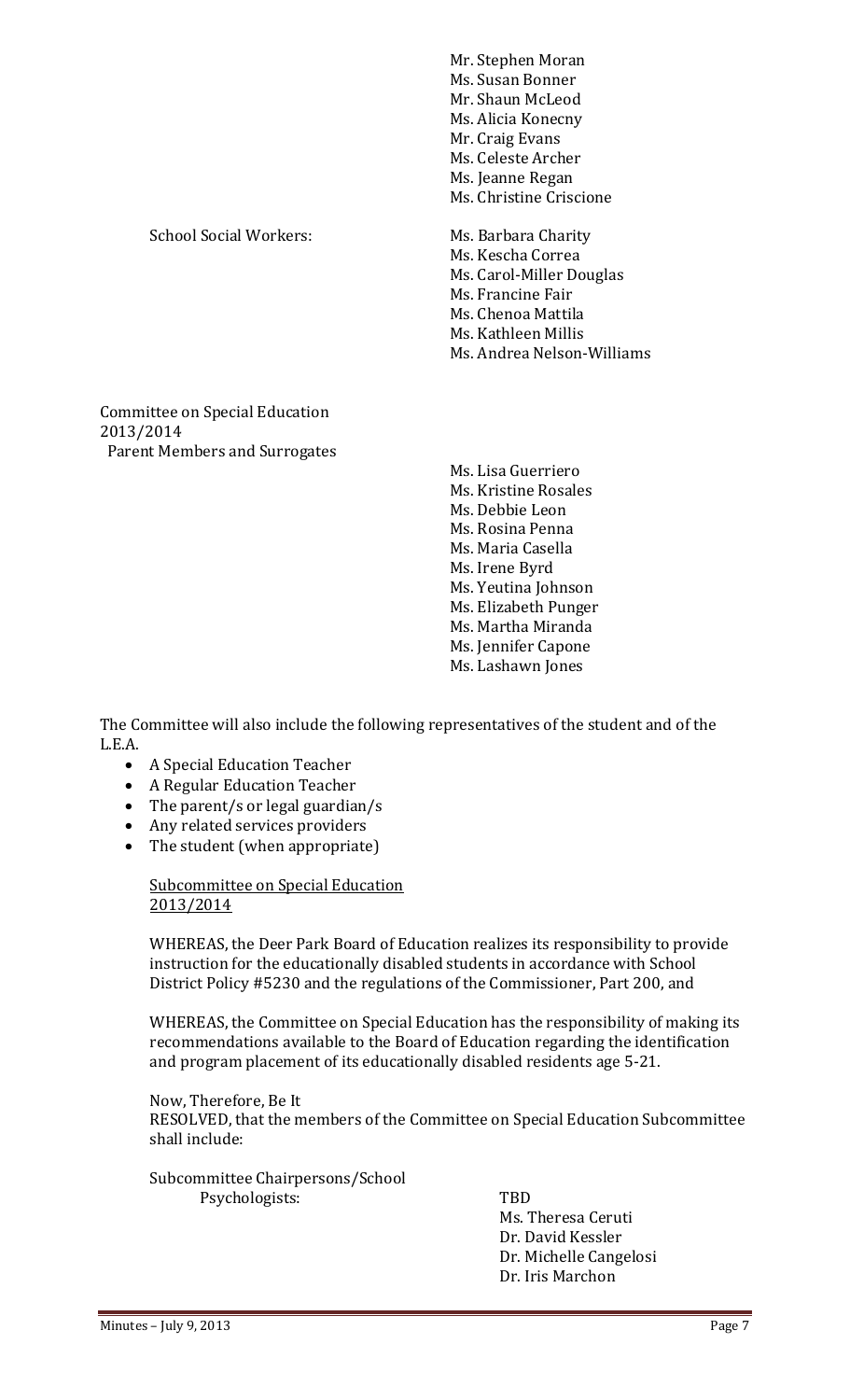Mr. Stephen Moran
Ms. Susan Bonner
Mr. Shaun McLeod
Ms. Alicia Konecny
Mr. Craig Evans
Ms. Celeste Archer
Ms. Jeanne Regan
Ms. Christine Criscione

School Social Workers:

Ms. Barbara Charity
Ms. Kescha Correa
Ms. Carol-Miller Douglas
Ms. Francine Fair
Ms. Chenoa Mattila
Ms. Kathleen Millis
Ms. Andrea Nelson-Williams

Committee on Special Education
2013/2014
Parent Members and Surrogates

Ms. Lisa Guerriero
Ms. Kristine Rosales
Ms. Debbie Leon
Ms. Rosina Penna
Ms. Maria Casella
Ms. Irene Byrd
Ms. Yeutina Johnson
Ms. Elizabeth Punger
Ms. Martha Miranda
Ms. Jennifer Capone
Ms. Lashawn Jones

The Committee will also include the following representatives of the student and of the L.E.A.

- A Special Education Teacher
- A Regular Education Teacher
- The parent/s or legal guardian/s
- Any related services providers
- The student (when appropriate)

Subcommittee on Special Education
2013/2014

WHEREAS, the Deer Park Board of Education realizes its responsibility to provide instruction for the educationally disabled students in accordance with School District Policy #5230 and the regulations of the Commissioner, Part 200, and

WHEREAS, the Committee on Special Education has the responsibility of making its recommendations available to the Board of Education regarding the identification and program placement of its educationally disabled residents age 5-21.

Now, Therefore, Be It
RESOLVED, that the members of the Committee on Special Education Subcommittee shall include:

Subcommittee Chairpersons/School Psychologists:

TBD
Ms. Theresa Ceruti
Dr. David Kessler
Dr. Michelle Cangelosi
Dr. Iris Marchon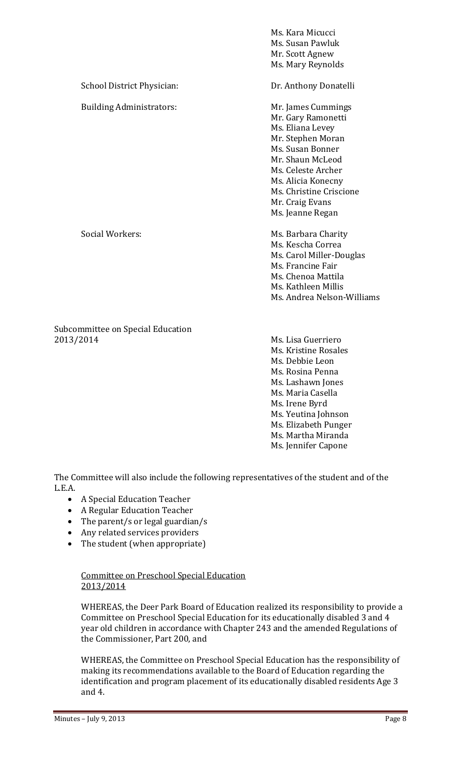| | |
|---|---|
| | Ms. Kara Micucci<br>Ms. Susan Pawluk<br>Mr. Scott Agnew<br>Ms. Mary Reynolds |
| School District Physician: | Dr. Anthony Donatelli |
| Building Administrators: | Mr. James Cummings<br>Mr. Gary Ramonetti<br>Ms. Eliana Levey<br>Mr. Stephen Moran<br>Ms. Susan Bonner<br>Mr. Shaun McLeod<br>Ms. Celeste Archer<br>Ms. Alicia Konecny<br>Ms. Christine Criscione<br>Mr. Craig Evans<br>Ms. Jeanne Regan |
| Social Workers: | Ms. Barbara Charity<br>Ms. Kescha Correa<br>Ms. Carol Miller-Douglas<br>Ms. Francine Fair<br>Ms. Chenoa Mattila<br>Ms. Kathleen Millis<br>Ms. Andrea Nelson-Williams |

| | |
|---|---|
| Subcommittee on Special Education 2013/2014 | Ms. Lisa Guerriero<br>Ms. Kristine Rosales<br>Ms. Debbie Leon<br>Ms. Rosina Penna<br>Ms. Lashawn Jones<br>Ms. Maria Casella<br>Ms. Irene Byrd<br>Ms. Yeutina Johnson<br>Ms. Elizabeth Punger<br>Ms. Martha Miranda<br>Ms. Jennifer Capone |

The Committee will also include the following representatives of the student and of the L.E.A.

- A Special Education Teacher
- A Regular Education Teacher
- The parent/s or legal guardian/s
- Any related services providers
- The student (when appropriate)

Committee on Preschool Special Education
2013/2014

WHEREAS, the Deer Park Board of Education realized its responsibility to provide a Committee on Preschool Special Education for its educationally disabled 3 and 4 year old children in accordance with Chapter 243 and the amended Regulations of the Commissioner, Part 200, and

WHEREAS, the Committee on Preschool Special Education has the responsibility of making its recommendations available to the Board of Education regarding the identification and program placement of its educationally disabled residents Age 3 and 4.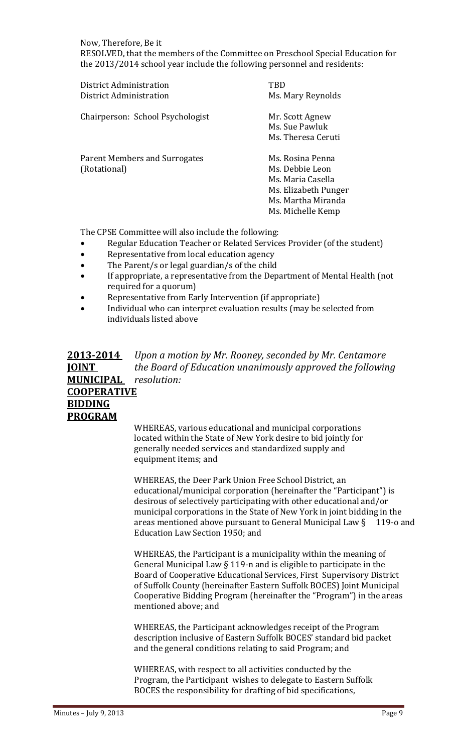Now, Therefore, Be it
RESOLVED, that the members of the Committee on Preschool Special Education for the 2013/2014 school year include the following personnel and residents:

| | |
|---|---|
| District Administration | TBD |
| District Administration | Ms. Mary Reynolds |
| Chairperson: School Psychologist | Mr. Scott Agnew<br>Ms. Sue Pawluk<br>Ms. Theresa Ceruti |
| Parent Members and Surrogates (Rotational) | Ms. Rosina Penna<br>Ms. Debbie Leon<br>Ms. Maria Casella<br>Ms. Elizabeth Punger<br>Ms. Martha Miranda<br>Ms. Michelle Kemp |

The CPSE Committee will also include the following:

- Regular Education Teacher or Related Services Provider (of the student)
- Representative from local education agency
- The Parent/s or legal guardian/s of the child
- If appropriate, a representative from the Department of Mental Health (not required for a quorum)
- Representative from Early Intervention (if appropriate)
- Individual who can interpret evaluation results (may be selected from individuals listed above

**2013-2014 JOINT MUNICIPAL COOPERATIVE BIDDING PROGRAM**

*Upon a motion by Mr. Rooney, seconded by Mr. Centamore the Board of Education unanimously approved the following resolution:*

WHEREAS, various educational and municipal corporations located within the State of New York desire to bid jointly for generally needed services and standardized supply and equipment items; and

WHEREAS, the Deer Park Union Free School District, an educational/municipal corporation (hereinafter the "Participant") is desirous of selectively participating with other educational and/or municipal corporations in the State of New York in joint bidding in the areas mentioned above pursuant to General Municipal Law § 119-o and Education Law Section 1950; and

WHEREAS, the Participant is a municipality within the meaning of General Municipal Law § 119-n and is eligible to participate in the Board of Cooperative Educational Services, First Supervisory District of Suffolk County (hereinafter Eastern Suffolk BOCES) Joint Municipal Cooperative Bidding Program (hereinafter the "Program") in the areas mentioned above; and

WHEREAS, the Participant acknowledges receipt of the Program description inclusive of Eastern Suffolk BOCES' standard bid packet and the general conditions relating to said Program; and

WHEREAS, with respect to all activities conducted by the Program, the Participant wishes to delegate to Eastern Suffolk BOCES the responsibility for drafting of bid specifications,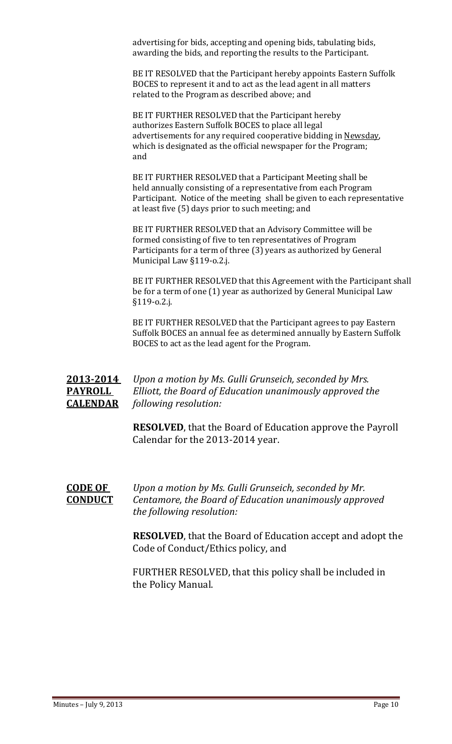advertising for bids, accepting and opening bids, tabulating bids, awarding the bids, and reporting the results to the Participant.

BE IT RESOLVED that the Participant hereby appoints Eastern Suffolk BOCES to represent it and to act as the lead agent in all matters related to the Program as described above; and

BE IT FURTHER RESOLVED that the Participant hereby authorizes Eastern Suffolk BOCES to place all legal advertisements for any required cooperative bidding in Newsday, which is designated as the official newspaper for the Program; and

BE IT FURTHER RESOLVED that a Participant Meeting shall be held annually consisting of a representative from each Program Participant. Notice of the meeting shall be given to each representative at least five (5) days prior to such meeting; and

BE IT FURTHER RESOLVED that an Advisory Committee will be formed consisting of five to ten representatives of Program Participants for a term of three (3) years as authorized by General Municipal Law §119-o.2.j.

BE IT FURTHER RESOLVED that this Agreement with the Participant shall be for a term of one (1) year as authorized by General Municipal Law §119-o.2.j.

BE IT FURTHER RESOLVED that the Participant agrees to pay Eastern Suffolk BOCES an annual fee as determined annually by Eastern Suffolk BOCES to act as the lead agent for the Program.

**2013-2014 PAYROLL CALENDAR**

*Upon a motion by Ms. Gulli Grunseich, seconded by Mrs. Elliott, the Board of Education unanimously approved the following resolution:*

**RESOLVED**, that the Board of Education approve the Payroll Calendar for the 2013-2014 year.

**CODE OF CONDUCT**

*Upon a motion by Ms. Gulli Grunseich, seconded by Mr. Centamore, the Board of Education unanimously approved the following resolution:*

**RESOLVED**, that the Board of Education accept and adopt the Code of Conduct/Ethics policy, and

FURTHER RESOLVED, that this policy shall be included in the Policy Manual.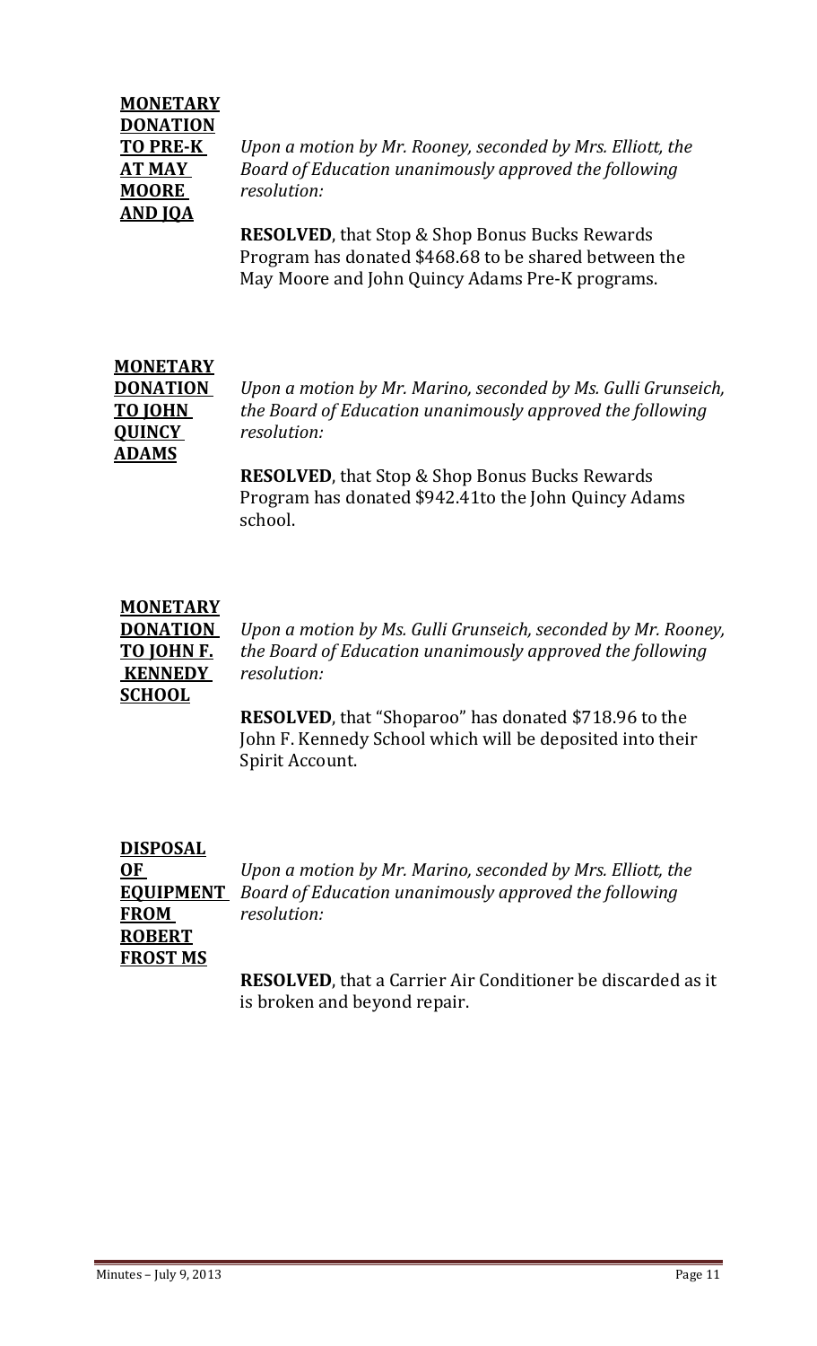**MONETARY DONATION TO PRE-K AT MAY MOORE AND JQA**

*Upon a motion by Mr. Rooney, seconded by Mrs. Elliott, the Board of Education unanimously approved the following resolution:*

**RESOLVED**, that Stop & Shop Bonus Bucks Rewards Program has donated $468.68 to be shared between the May Moore and John Quincy Adams Pre-K programs.

**MONETARY DONATION TO JOHN QUINCY ADAMS**

*Upon a motion by Mr. Marino, seconded by Ms. Gulli Grunseich, the Board of Education unanimously approved the following resolution:*

**RESOLVED**, that Stop & Shop Bonus Bucks Rewards Program has donated $942.41to the John Quincy Adams school.

**MONETARY DONATION TO JOHN F. KENNEDY SCHOOL**

*Upon a motion by Ms. Gulli Grunseich, seconded by Mr. Rooney, the Board of Education unanimously approved the following resolution:*

**RESOLVED**, that "Shoparoo" has donated $718.96 to the John F. Kennedy School which will be deposited into their Spirit Account.

**DISPOSAL OF EQUIPMENT FROM ROBERT FROST MS**

*Upon a motion by Mr. Marino, seconded by Mrs. Elliott, the Board of Education unanimously approved the following resolution:*

**RESOLVED**, that a Carrier Air Conditioner be discarded as it is broken and beyond repair.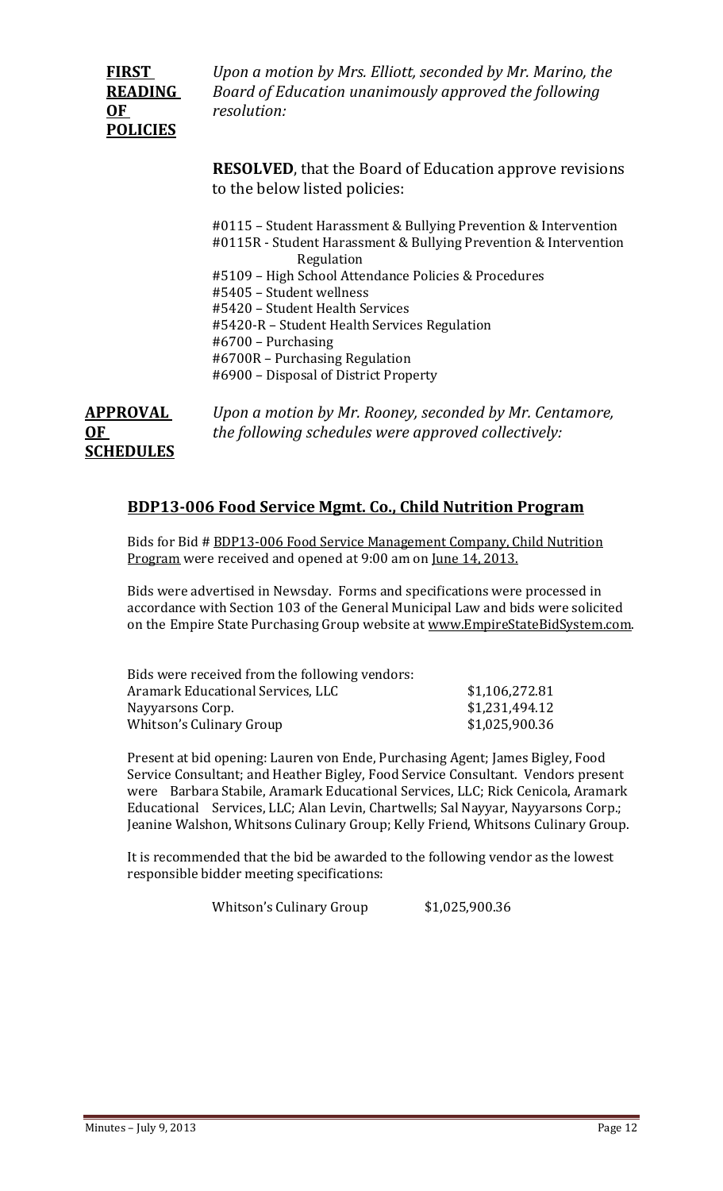**FIRST READING OF POLICIES**

*Upon a motion by Mrs. Elliott, seconded by Mr. Marino, the Board of Education unanimously approved the following resolution:*

**RESOLVED**, that the Board of Education approve revisions to the below listed policies:

#0115 – Student Harassment & Bullying Prevention & Intervention
#0115R - Student Harassment & Bullying Prevention & Intervention Regulation
#5109 – High School Attendance Policies & Procedures
#5405 – Student wellness
#5420 – Student Health Services
#5420-R – Student Health Services Regulation
#6700 – Purchasing
#6700R – Purchasing Regulation
#6900 – Disposal of District Property

**APPROVAL OF SCHEDULES**

*Upon a motion by Mr. Rooney, seconded by Mr. Centamore, the following schedules were approved collectively:*

## BDP13-006 Food Service Mgmt. Co., Child Nutrition Program

Bids for Bid # BDP13-006 Food Service Management Company, Child Nutrition Program were received and opened at 9:00 am on June 14, 2013.

Bids were advertised in Newsday. Forms and specifications were processed in accordance with Section 103 of the General Municipal Law and bids were solicited on the Empire State Purchasing Group website at www.EmpireStateBidSystem.com.

Bids were received from the following vendors:

| | |
|---|---|
| Aramark Educational Services, LLC | $1,106,272.81 |
| Nayyarsons Corp. | $1,231,494.12 |
| Whitson's Culinary Group | $1,025,900.36 |

Present at bid opening: Lauren von Ende, Purchasing Agent; James Bigley, Food Service Consultant; and Heather Bigley, Food Service Consultant. Vendors present were Barbara Stabile, Aramark Educational Services, LLC; Rick Cenicola, Aramark Educational Services, LLC; Alan Levin, Chartwells; Sal Nayyar, Nayyarsons Corp.; Jeanine Walshon, Whitsons Culinary Group; Kelly Friend, Whitsons Culinary Group.

It is recommended that the bid be awarded to the following vendor as the lowest responsible bidder meeting specifications:

Whitson's Culinary Group $1,025,900.36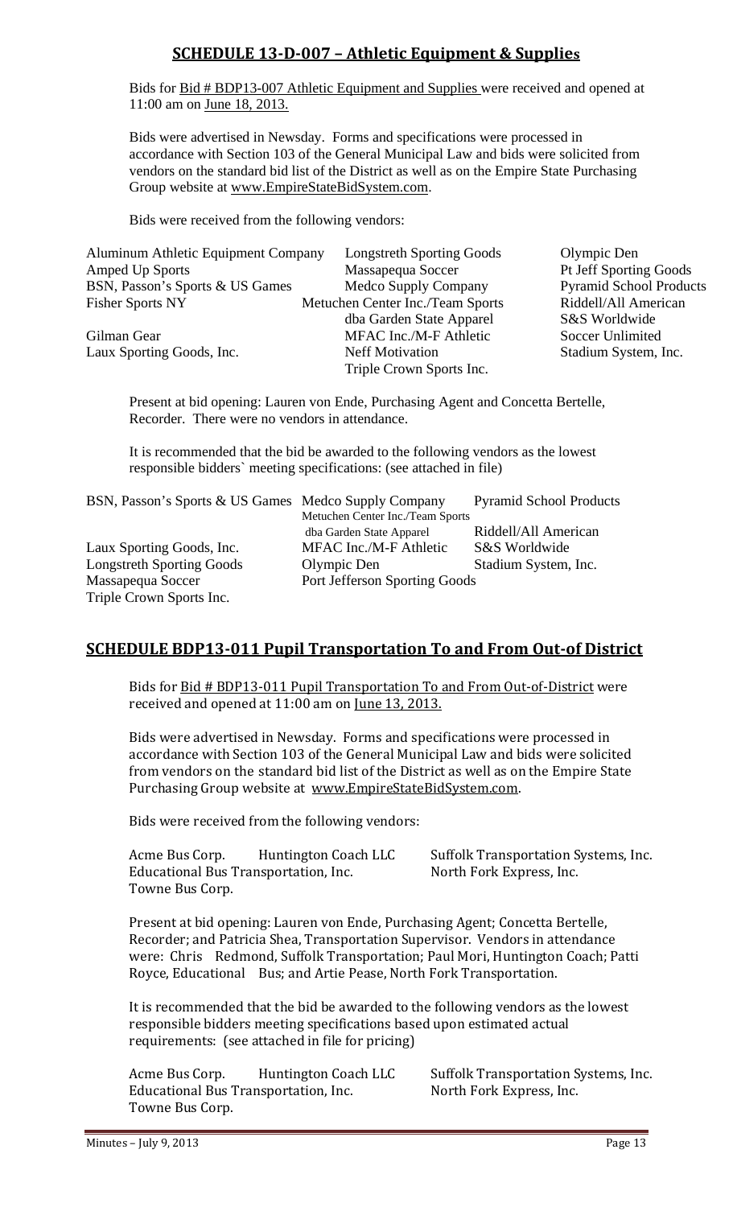## SCHEDULE 13-D-007 – Athletic Equipment & Supplies

Bids for Bid # BDP13-007 Athletic Equipment and Supplies were received and opened at 11:00 am on June 18, 2013.

Bids were advertised in Newsday. Forms and specifications were processed in accordance with Section 103 of the General Municipal Law and bids were solicited from vendors on the standard bid list of the District as well as on the Empire State Purchasing Group website at www.EmpireStateBidSystem.com.

Bids were received from the following vendors:

| | | |
|---|---|---|
| Aluminum Athletic Equipment Company | Longstreth Sporting Goods | Olympic Den |
| Amped Up Sports | Massapequa Soccer | Pt Jeff Sporting Goods |
| BSN, Passon's Sports & US Games | Medco Supply Company | Pyramid School Products |
| Fisher Sports NY | Metuchen Center Inc./Team Sports dba Garden State Apparel | Riddell/All American |
| | | S&S Worldwide |
| Gilman Gear | MFAC Inc./M-F Athletic | Soccer Unlimited |
| Laux Sporting Goods, Inc. | Neff Motivation | Stadium System, Inc. |
| | Triple Crown Sports Inc. | |

Present at bid opening: Lauren von Ende, Purchasing Agent and Concetta Bertelle, Recorder. There were no vendors in attendance.

It is recommended that the bid be awarded to the following vendors as the lowest responsible bidders` meeting specifications: (see attached in file)

| | | |
|---|---|---|
| BSN, Passon's Sports & US Games | Medco Supply Company | Pyramid School Products |
| | Metuchen Center Inc./Team Sports dba Garden State Apparel | Riddell/All American |
| Laux Sporting Goods, Inc. | MFAC Inc./M-F Athletic | S&S Worldwide |
| Longstreth Sporting Goods | Olympic Den | Stadium System, Inc. |
| Massapequa Soccer | Port Jefferson Sporting Goods | |
| Triple Crown Sports Inc. | | |

## SCHEDULE BDP13-011 Pupil Transportation To and From Out-of District

Bids for Bid # BDP13-011 Pupil Transportation To and From Out-of-District were received and opened at 11:00 am on June 13, 2013.

Bids were advertised in Newsday. Forms and specifications were processed in accordance with Section 103 of the General Municipal Law and bids were solicited from vendors on the standard bid list of the District as well as on the Empire State Purchasing Group website at www.EmpireStateBidSystem.com.

Bids were received from the following vendors:

| | | |
|---|---|---|
| Acme Bus Corp. | Huntington Coach LLC | Suffolk Transportation Systems, Inc. |
| Educational Bus Transportation, Inc. | | North Fork Express, Inc. |
| Towne Bus Corp. | | |

Present at bid opening: Lauren von Ende, Purchasing Agent; Concetta Bertelle, Recorder; and Patricia Shea, Transportation Supervisor. Vendors in attendance were: Chris Redmond, Suffolk Transportation; Paul Mori, Huntington Coach; Patti Royce, Educational Bus; and Artie Pease, North Fork Transportation.

It is recommended that the bid be awarded to the following vendors as the lowest responsible bidders meeting specifications based upon estimated actual requirements: (see attached in file for pricing)

| | | |
|---|---|---|
| Acme Bus Corp. | Huntington Coach LLC | Suffolk Transportation Systems, Inc. |
| Educational Bus Transportation, Inc. | | North Fork Express, Inc. |
| Towne Bus Corp. | | |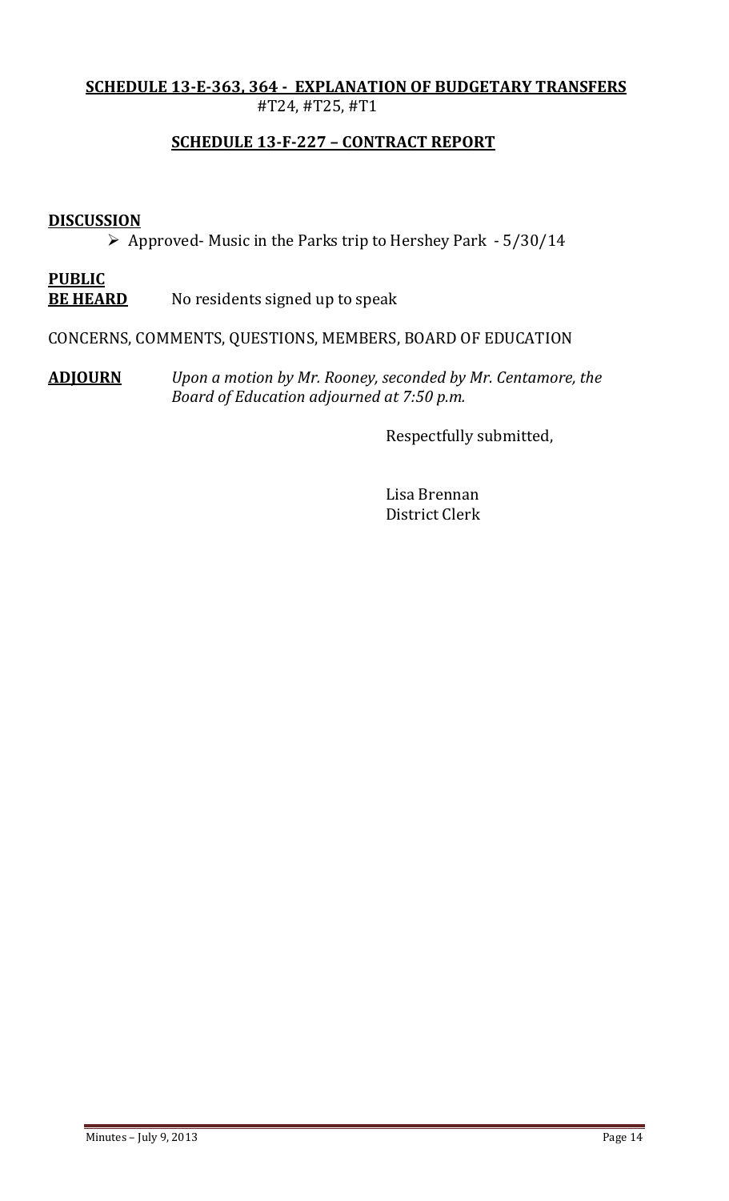**SCHEDULE 13-E-363, 364 - EXPLANATION OF BUDGETARY TRANSFERS**
#T24, #T25, #T1

**SCHEDULE 13-F-227 – CONTRACT REPORT**

**DISCUSSION**

- Approved- Music in the Parks trip to Hershey Park - 5/30/14

**PUBLIC BE HEARD** No residents signed up to speak

CONCERNS, COMMENTS, QUESTIONS, MEMBERS, BOARD OF EDUCATION

**ADJOURN** *Upon a motion by Mr. Rooney, seconded by Mr. Centamore, the Board of Education adjourned at 7:50 p.m.*

Respectfully submitted,

Lisa Brennan
District Clerk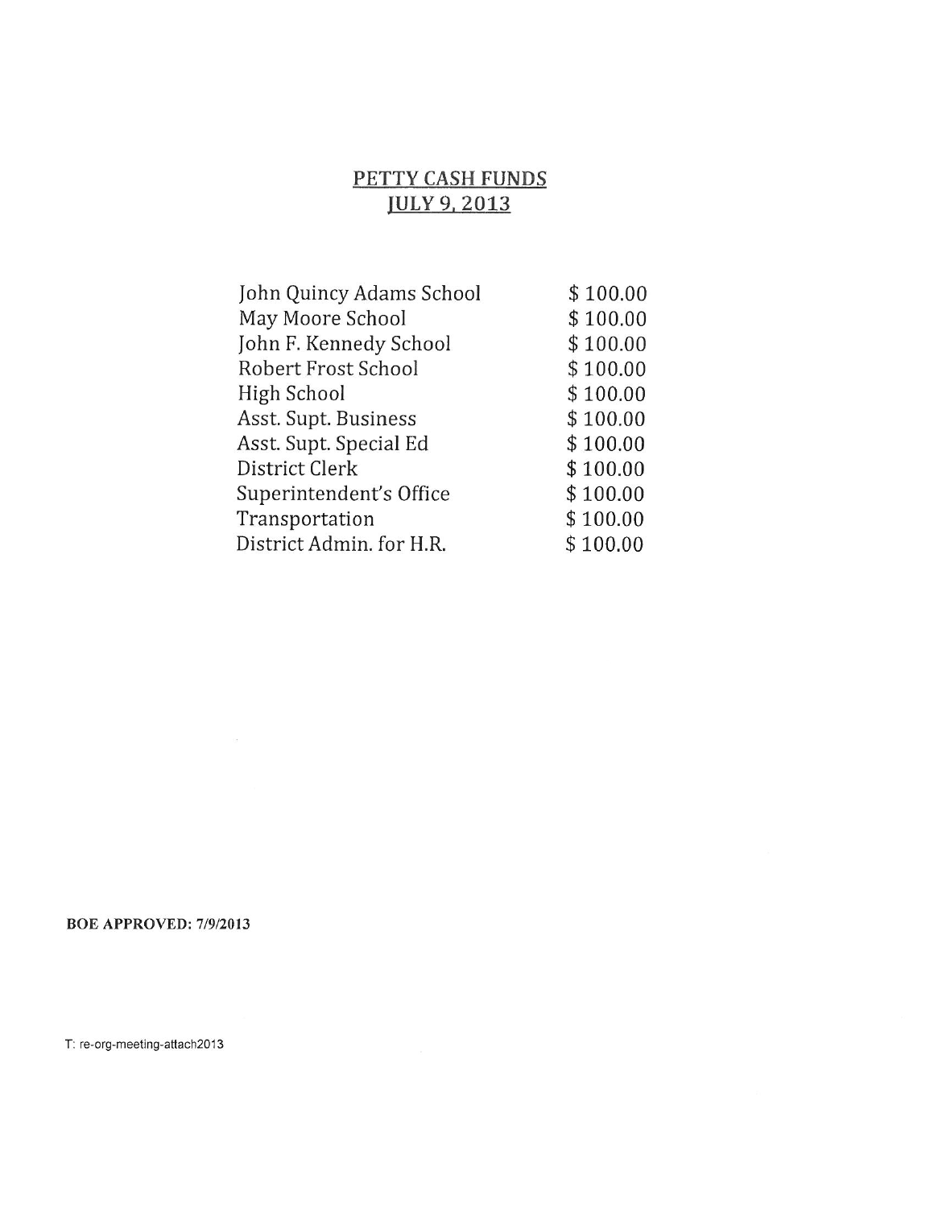## PETTY CASH FUNDS
## JULY 9, 2013

| | |
|---|---|
| John Quincy Adams School | $ 100.00 |
| May Moore School | $ 100.00 |
| John F. Kennedy School | $ 100.00 |
| Robert Frost School | $ 100.00 |
| High School | $ 100.00 |
| Asst. Supt. Business | $ 100.00 |
| Asst. Supt. Special Ed | $ 100.00 |
| District Clerk | $ 100.00 |
| Superintendent's Office | $ 100.00 |
| Transportation | $ 100.00 |
| District Admin. for H.R. | $ 100.00 |

**BOE APPROVED: 7/9/2013**

T: re-org-meeting-attach2013